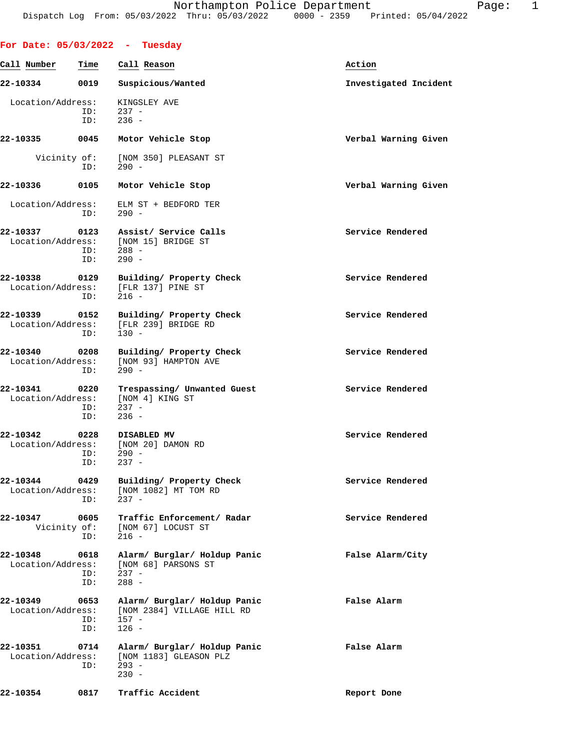## For Date: 05/03/2022 - Tuesday

| Call Number | Time | Call Reason | Action |
|---|---|---|---|
| 22-10334 | 0019 | Suspicious/Wanted | Investigated Incident |

Location/Address: KINGSLEY AVE
ID: 237 -
ID: 236 -

| Call Number | Time | Call Reason | Action |
|---|---|---|---|
| 22-10335 | 0045 | Motor Vehicle Stop | Verbal Warning Given |

Vicinity of: [NOM 350] PLEASANT ST
ID: 290 -

| Call Number | Time | Call Reason | Action |
|---|---|---|---|
| 22-10336 | 0105 | Motor Vehicle Stop | Verbal Warning Given |

Location/Address: ELM ST + BEDFORD TER
ID: 290 -

| Call Number | Time | Call Reason | Action |
|---|---|---|---|
| 22-10337 | 0123 | Assist/ Service Calls | Service Rendered |

Location/Address: [NOM 15] BRIDGE ST
ID: 288 -
ID: 290 -

| Call Number | Time | Call Reason | Action |
|---|---|---|---|
| 22-10338 | 0129 | Building/ Property Check | Service Rendered |

Location/Address: [FLR 137] PINE ST
ID: 216 -

| Call Number | Time | Call Reason | Action |
|---|---|---|---|
| 22-10339 | 0152 | Building/ Property Check | Service Rendered |

Location/Address: [FLR 239] BRIDGE RD
ID: 130 -

| Call Number | Time | Call Reason | Action |
|---|---|---|---|
| 22-10340 | 0208 | Building/ Property Check | Service Rendered |

Location/Address: [NOM 93] HAMPTON AVE
ID: 290 -

| Call Number | Time | Call Reason | Action |
|---|---|---|---|
| 22-10341 | 0220 | Trespassing/ Unwanted Guest | Service Rendered |

Location/Address: [NOM 4] KING ST
ID: 237 -
ID: 236 -

| Call Number | Time | Call Reason | Action |
|---|---|---|---|
| 22-10342 | 0228 | DISABLED MV | Service Rendered |

Location/Address: [NOM 20] DAMON RD
ID: 290 -
ID: 237 -

| Call Number | Time | Call Reason | Action |
|---|---|---|---|
| 22-10344 | 0429 | Building/ Property Check | Service Rendered |

Location/Address: [NOM 1082] MT TOM RD
ID: 237 -

| Call Number | Time | Call Reason | Action |
|---|---|---|---|
| 22-10347 | 0605 | Traffic Enforcement/ Radar | Service Rendered |

Vicinity of: [NOM 67] LOCUST ST
ID: 216 -

| Call Number | Time | Call Reason | Action |
|---|---|---|---|
| 22-10348 | 0618 | Alarm/ Burglar/ Holdup Panic | False Alarm/City |

Location/Address: [NOM 68] PARSONS ST
ID: 237 -
ID: 288 -

| Call Number | Time | Call Reason | Action |
|---|---|---|---|
| 22-10349 | 0653 | Alarm/ Burglar/ Holdup Panic | False Alarm |

Location/Address: [NOM 2384] VILLAGE HILL RD
ID: 157 -
ID: 126 -

| Call Number | Time | Call Reason | Action |
|---|---|---|---|
| 22-10351 | 0714 | Alarm/ Burglar/ Holdup Panic | False Alarm |

Location/Address: [NOM 1183] GLEASON PLZ
ID: 293 -
230 -

| Call Number | Time | Call Reason | Action |
|---|---|---|---|
| 22-10354 | 0817 | Traffic Accident | Report Done |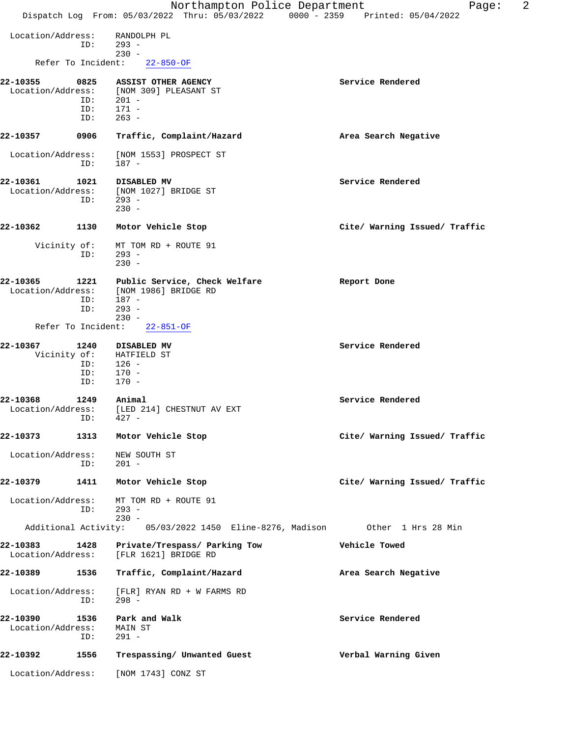```
Location/Address:    RANDOLPH PL
              ID:    293 -
                     230 -
      Refer To Incident:    22-850-OF

22-10355      0825    ASSIST OTHER AGENCY                          Service Rendered
  Location/Address:    [NOM 309] PLEASANT ST
              ID:    201 -
              ID:    171 -
              ID:    263 -

22-10357      0906    Traffic, Complaint/Hazard                    Area Search Negative

  Location/Address:    [NOM 1553] PROSPECT ST
              ID:    187 -

22-10361      1021    DISABLED MV                                  Service Rendered
  Location/Address:    [NOM 1027] BRIDGE ST
              ID:    293 -
                     230 -

22-10362      1130    Motor Vehicle Stop                           Cite/ Warning Issued/ Traffic

       Vicinity of:    MT TOM RD + ROUTE 91
              ID:    293 -
                     230 -

22-10365      1221    Public Service, Check Welfare                Report Done
  Location/Address:    [NOM 1986] BRIDGE RD
              ID:    187 -
              ID:    293 -
                     230 -
      Refer To Incident:    22-851-OF

22-10367      1240    DISABLED MV                                  Service Rendered
       Vicinity of:    HATFIELD ST
              ID:    126 -
              ID:    170 -
              ID:    170 -

22-10368      1249    Animal                                       Service Rendered
  Location/Address:    [LED 214] CHESTNUT AV EXT
              ID:    427 -

22-10373      1313    Motor Vehicle Stop                           Cite/ Warning Issued/ Traffic

  Location/Address:    NEW SOUTH ST
              ID:    201 -

22-10379      1411    Motor Vehicle Stop                           Cite/ Warning Issued/ Traffic

  Location/Address:    MT TOM RD + ROUTE 91
              ID:    293 -
                     230 -
    Additional Activity:    05/03/2022 1450  Eline-8276, Madison       Other  1 Hrs 28 Min

22-10383      1428    Private/Trespass/ Parking Tow                Vehicle Towed
  Location/Address:    [FLR 1621] BRIDGE RD

22-10389      1536    Traffic, Complaint/Hazard                    Area Search Negative

  Location/Address:    [FLR] RYAN RD + W FARMS RD
              ID:    298 -

22-10390      1536    Park and Walk                                Service Rendered
  Location/Address:    MAIN ST
              ID:    291 -

22-10392      1556    Trespassing/ Unwanted Guest                  Verbal Warning Given

  Location/Address:    [NOM 1743] CONZ ST
```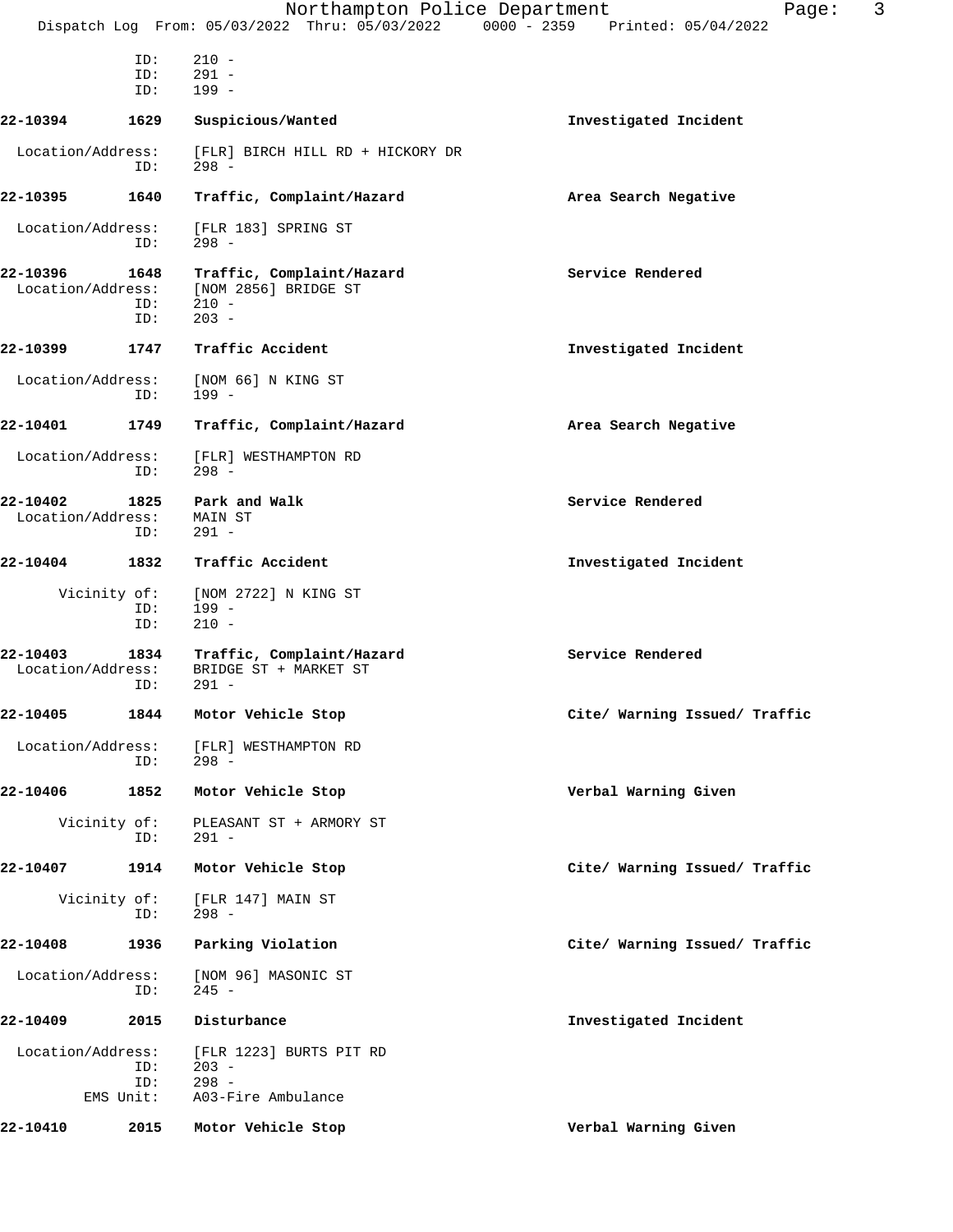ID: 210 -
ID: 291 -
ID: 199 -

**22-10394 1629 Suspicious/Wanted** **Investigated Incident**

Location/Address: [FLR] BIRCH HILL RD + HICKORY DR
ID: 298 -

**22-10395 1640 Traffic, Complaint/Hazard** **Area Search Negative**

Location/Address: [FLR 183] SPRING ST
ID: 298 -

**22-10396 1648 Traffic, Complaint/Hazard** **Service Rendered**
Location/Address: [NOM 2856] BRIDGE ST
ID: 210 -
ID: 203 -

**22-10399 1747 Traffic Accident** **Investigated Incident**

Location/Address: [NOM 66] N KING ST
ID: 199 -

**22-10401 1749 Traffic, Complaint/Hazard** **Area Search Negative**

Location/Address: [FLR] WESTHAMPTON RD
ID: 298 -

**22-10402 1825 Park and Walk** **Service Rendered**
Location/Address: MAIN ST
ID: 291 -

**22-10404 1832 Traffic Accident** **Investigated Incident**

Vicinity of: [NOM 2722] N KING ST
ID: 199 -
ID: 210 -

**22-10403 1834 Traffic, Complaint/Hazard** **Service Rendered**
Location/Address: BRIDGE ST + MARKET ST
ID: 291 -

**22-10405 1844 Motor Vehicle Stop** **Cite/ Warning Issued/ Traffic**

Location/Address: [FLR] WESTHAMPTON RD
ID: 298 -

**22-10406 1852 Motor Vehicle Stop** **Verbal Warning Given**

Vicinity of: PLEASANT ST + ARMORY ST
ID: 291 -

**22-10407 1914 Motor Vehicle Stop** **Cite/ Warning Issued/ Traffic**

Vicinity of: [FLR 147] MAIN ST
ID: 298 -

**22-10408 1936 Parking Violation** **Cite/ Warning Issued/ Traffic**

Location/Address: [NOM 96] MASONIC ST
ID: 245 -

**22-10409 2015 Disturbance** **Investigated Incident**

Location/Address: [FLR 1223] BURTS PIT RD
ID: 203 -
ID: 298 -
EMS Unit: A03-Fire Ambulance

**22-10410 2015 Motor Vehicle Stop** **Verbal Warning Given**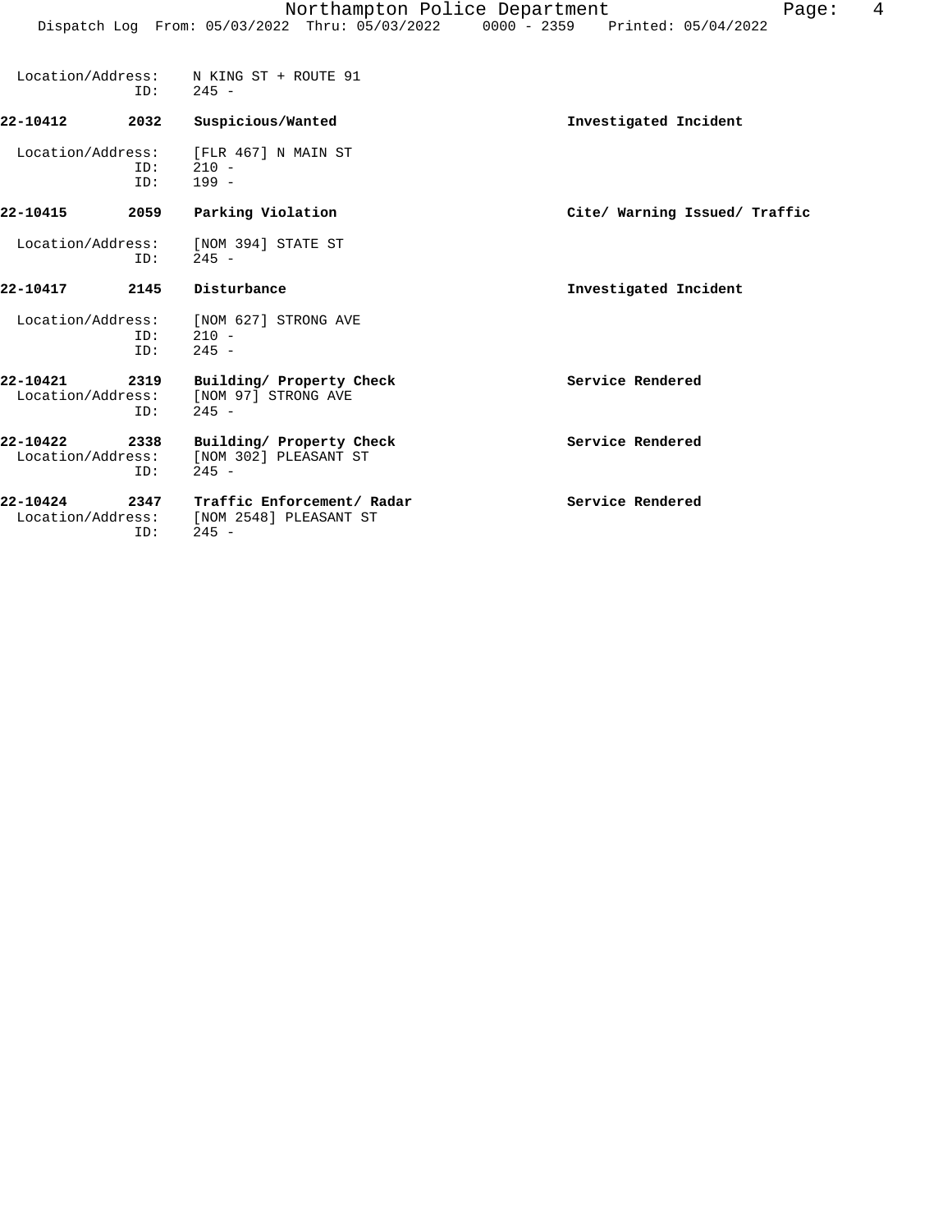Location/Address: N KING ST + ROUTE 91
ID: 245 -

**22-10412 2032 Suspicious/Wanted** **Investigated Incident**

Location/Address: [FLR 467] N MAIN ST
ID: 210 -
ID: 199 -

**22-10415 2059 Parking Violation** **Cite/ Warning Issued/ Traffic**

Location/Address: [NOM 394] STATE ST
ID: 245 -

**22-10417 2145 Disturbance** **Investigated Incident**

Location/Address: [NOM 627] STRONG AVE
ID: 210 -
ID: 245 -

**22-10421 2319 Building/ Property Check** **Service Rendered**
Location/Address: [NOM 97] STRONG AVE
ID: 245 -

**22-10422 2338 Building/ Property Check** **Service Rendered**
Location/Address: [NOM 302] PLEASANT ST
ID: 245 -

**22-10424 2347 Traffic Enforcement/ Radar** **Service Rendered**
Location/Address: [NOM 2548] PLEASANT ST
ID: 245 -